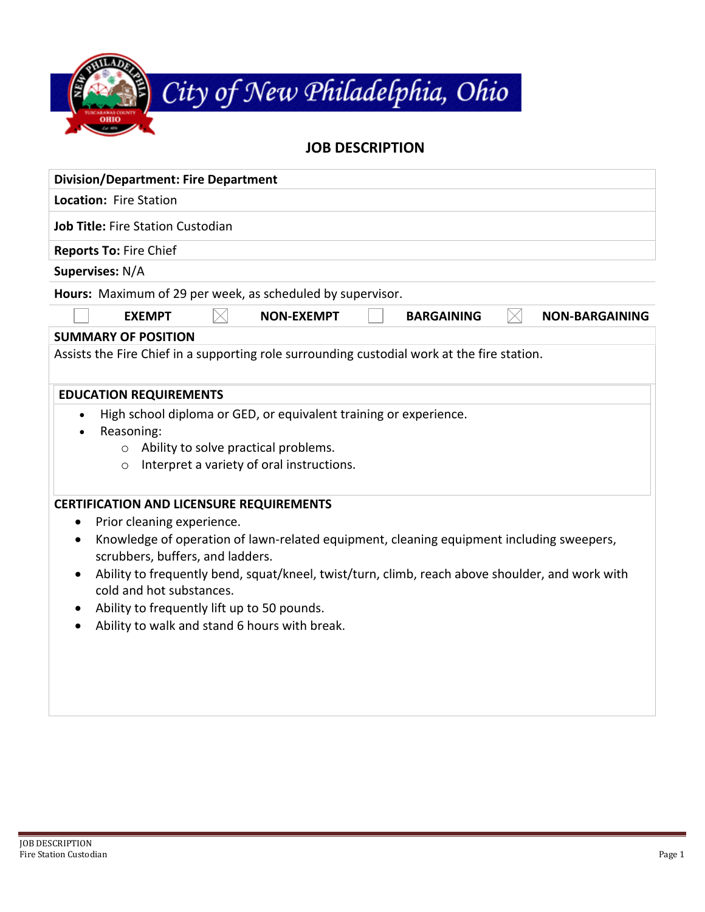# City of New Philadelphia, Ohio

## JOB DESCRIPTION

**Division/Department: Fire Department**

**Location:** Fire Station

**Job Title:** Fire Station Custodian

**Reports To:** Fire Chief

**Supervises:** N/A

**Hours:** Maximum of 29 per week, as scheduled by supervisor.

| | | | |
|---|---|---|---|
| ☐ **EXEMPT** | ☒ **NON-EXEMPT** | ☐ **BARGAINING** | ☒ **NON-BARGAINING** |

### SUMMARY OF POSITION

Assists the Fire Chief in a supporting role surrounding custodial work at the fire station.

### EDUCATION REQUIREMENTS

- High school diploma or GED, or equivalent training or experience.
- Reasoning:
  - Ability to solve practical problems.
  - Interpret a variety of oral instructions.

### CERTIFICATION AND LICENSURE REQUIREMENTS

- Prior cleaning experience.
- Knowledge of operation of lawn-related equipment, cleaning equipment including sweepers, scrubbers, buffers, and ladders.
- Ability to frequently bend, squat/kneel, twist/turn, climb, reach above shoulder, and work with cold and hot substances.
- Ability to frequently lift up to 50 pounds.
- Ability to walk and stand 6 hours with break.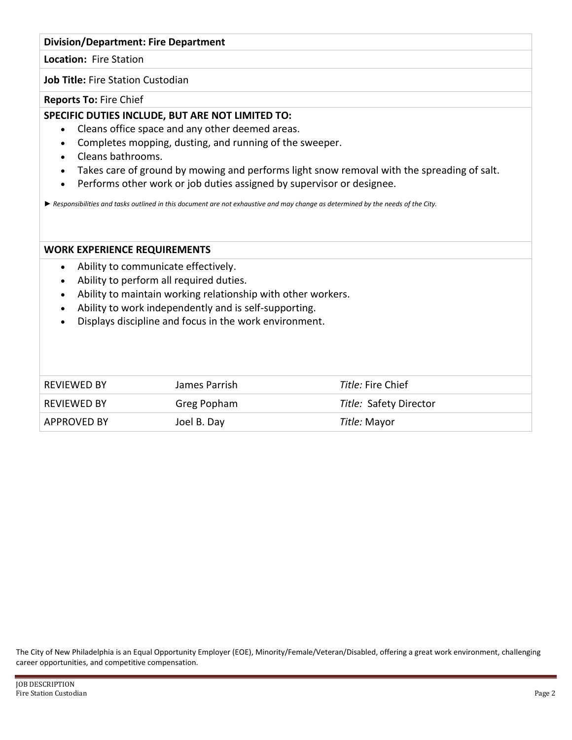**Division/Department: Fire Department**

**Location:** Fire Station

**Job Title:** Fire Station Custodian

**Reports To:** Fire Chief

**SPECIFIC DUTIES INCLUDE, BUT ARE NOT LIMITED TO:**

- Cleans office space and any other deemed areas.
- Completes mopping, dusting, and running of the sweeper.
- Cleans bathrooms.
- Takes care of ground by mowing and performs light snow removal with the spreading of salt.
- Performs other work or job duties assigned by supervisor or designee.

► *Responsibilities and tasks outlined in this document are not exhaustive and may change as determined by the needs of the City.*

**WORK EXPERIENCE REQUIREMENTS**

- Ability to communicate effectively.
- Ability to perform all required duties.
- Ability to maintain working relationship with other workers.
- Ability to work independently and is self-supporting.
- Displays discipline and focus in the work environment.

| | | |
|---|---|---|
| REVIEWED BY | James Parrish | *Title:* Fire Chief |
| REVIEWED BY | Greg Popham | *Title:* Safety Director |
| APPROVED BY | Joel B. Day | *Title:* Mayor |

The City of New Philadelphia is an Equal Opportunity Employer (EOE), Minority/Female/Veteran/Disabled, offering a great work environment, challenging career opportunities, and competitive compensation.